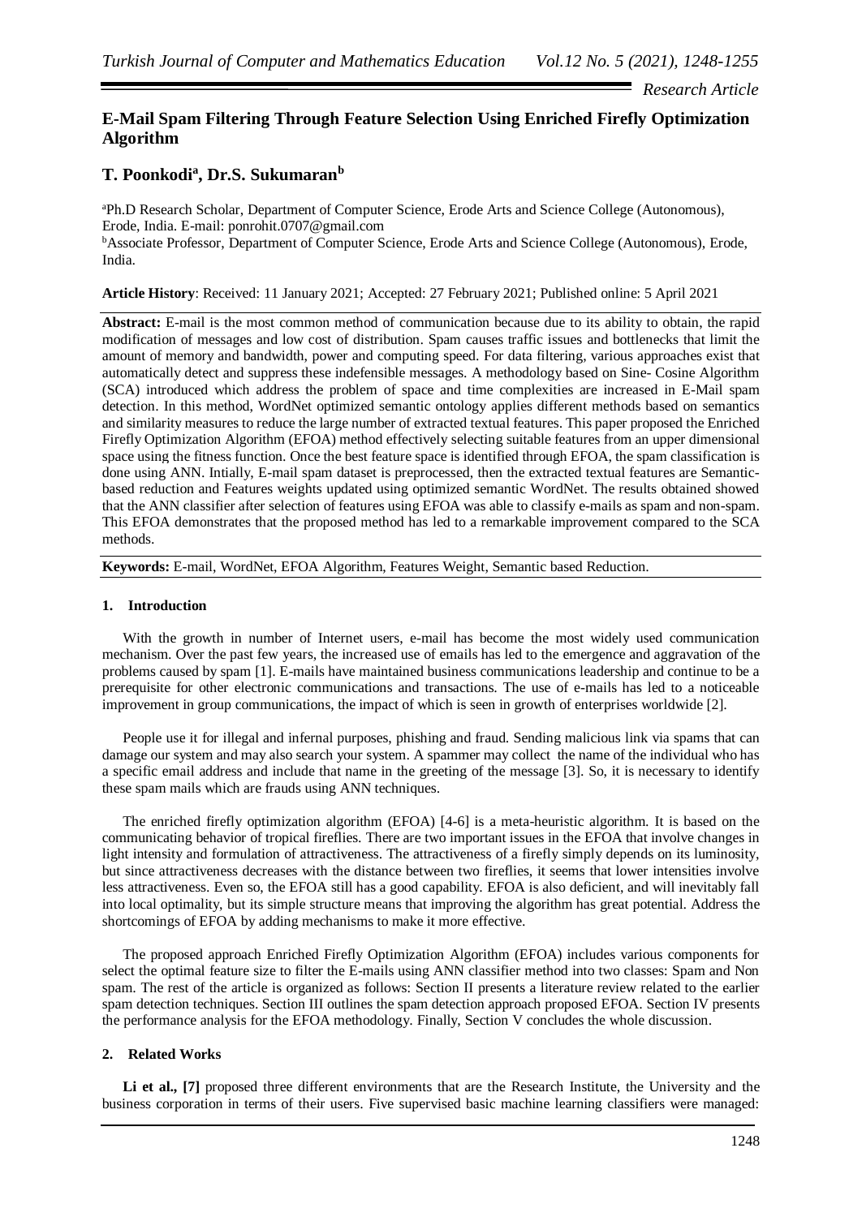*Research Article*

# E-Mail Spam Filtering Through Feature Selection Using Enriched Firefly Optimization Algorithm

## T. Poonkodi[a], Dr.S. Sukumaran[b]

[a]Ph.D Research Scholar, Department of Computer Science, Erode Arts and Science College (Autonomous), Erode, India. E-mail: ponrohit.0707@gmail.com

[b]Associate Professor, Department of Computer Science, Erode Arts and Science College (Autonomous), Erode, India.

**Article History**: Received: 11 January 2021; Accepted: 27 February 2021; Published online: 5 April 2021

**Abstract:** E-mail is the most common method of communication because due to its ability to obtain, the rapid modification of messages and low cost of distribution. Spam causes traffic issues and bottlenecks that limit the amount of memory and bandwidth, power and computing speed. For data filtering, various approaches exist that automatically detect and suppress these indefensible messages. A methodology based on Sine- Cosine Algorithm (SCA) introduced which address the problem of space and time complexities are increased in E-Mail spam detection. In this method, WordNet optimized semantic ontology applies different methods based on semantics and similarity measures to reduce the large number of extracted textual features. This paper proposed the Enriched Firefly Optimization Algorithm (EFOA) method effectively selecting suitable features from an upper dimensional space using the fitness function. Once the best feature space is identified through EFOA, the spam classification is done using ANN. Intially, E-mail spam dataset is preprocessed, then the extracted textual features are Semantic-based reduction and Features weights updated using optimized semantic WordNet. The results obtained showed that the ANN classifier after selection of features using EFOA was able to classify e-mails as spam and non-spam. This EFOA demonstrates that the proposed method has led to a remarkable improvement compared to the SCA methods.

**Keywords:** E-mail, WordNet, EFOA Algorithm, Features Weight, Semantic based Reduction.

## 1. Introduction

With the growth in number of Internet users, e-mail has become the most widely used communication mechanism. Over the past few years, the increased use of emails has led to the emergence and aggravation of the problems caused by spam [1]. E-mails have maintained business communications leadership and continue to be a prerequisite for other electronic communications and transactions. The use of e-mails has led to a noticeable improvement in group communications, the impact of which is seen in growth of enterprises worldwide [2].

People use it for illegal and infernal purposes, phishing and fraud. Sending malicious link via spams that can damage our system and may also search your system. A spammer may collect the name of the individual who has a specific email address and include that name in the greeting of the message [3]. So, it is necessary to identify these spam mails which are frauds using ANN techniques.

The enriched firefly optimization algorithm (EFOA) [4-6] is a meta-heuristic algorithm. It is based on the communicating behavior of tropical fireflies. There are two important issues in the EFOA that involve changes in light intensity and formulation of attractiveness. The attractiveness of a firefly simply depends on its luminosity, but since attractiveness decreases with the distance between two fireflies, it seems that lower intensities involve less attractiveness. Even so, the EFOA still has a good capability. EFOA is also deficient, and will inevitably fall into local optimality, but its simple structure means that improving the algorithm has great potential. Address the shortcomings of EFOA by adding mechanisms to make it more effective.

The proposed approach Enriched Firefly Optimization Algorithm (EFOA) includes various components for select the optimal feature size to filter the E-mails using ANN classifier method into two classes: Spam and Non spam. The rest of the article is organized as follows: Section II presents a literature review related to the earlier spam detection techniques. Section III outlines the spam detection approach proposed EFOA. Section IV presents the performance analysis for the EFOA methodology. Finally, Section V concludes the whole discussion.

## 2. Related Works

**Li et al., [7]** proposed three different environments that are the Research Institute, the University and the business corporation in terms of their users. Five supervised basic machine learning classifiers were managed: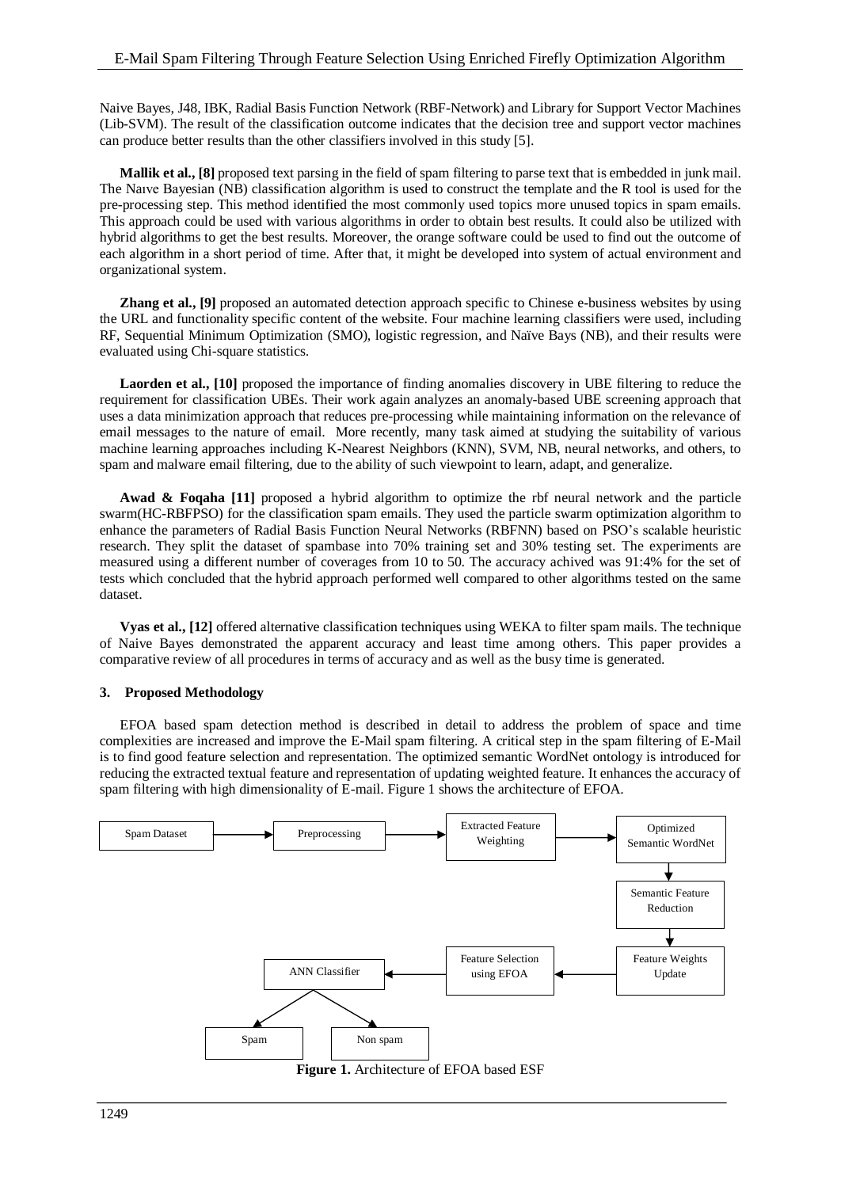Naive Bayes, J48, IBK, Radial Basis Function Network (RBF-Network) and Library for Support Vector Machines (Lib-SVM). The result of the classification outcome indicates that the decision tree and support vector machines can produce better results than the other classifiers involved in this study [5].

**Mallik et al., [8]** proposed text parsing in the field of spam filtering to parse text that is embedded in junk mail. The Naıve Bayesian (NB) classification algorithm is used to construct the template and the R tool is used for the pre-processing step. This method identified the most commonly used topics more unused topics in spam emails. This approach could be used with various algorithms in order to obtain best results. It could also be utilized with hybrid algorithms to get the best results. Moreover, the orange software could be used to find out the outcome of each algorithm in a short period of time. After that, it might be developed into system of actual environment and organizational system.

**Zhang et al., [9]** proposed an automated detection approach specific to Chinese e-business websites by using the URL and functionality specific content of the website. Four machine learning classifiers were used, including RF, Sequential Minimum Optimization (SMO), logistic regression, and Naïve Bays (NB), and their results were evaluated using Chi-square statistics.

**Laorden et al., [10]** proposed the importance of finding anomalies discovery in UBE filtering to reduce the requirement for classification UBEs. Their work again analyzes an anomaly-based UBE screening approach that uses a data minimization approach that reduces pre-processing while maintaining information on the relevance of email messages to the nature of email. More recently, many task aimed at studying the suitability of various machine learning approaches including K-Nearest Neighbors (KNN), SVM, NB, neural networks, and others, to spam and malware email filtering, due to the ability of such viewpoint to learn, adapt, and generalize.

**Awad & Foqaha [11]** proposed a hybrid algorithm to optimize the rbf neural network and the particle swarm(HC-RBFPSO) for the classification spam emails. They used the particle swarm optimization algorithm to enhance the parameters of Radial Basis Function Neural Networks (RBFNN) based on PSO's scalable heuristic research. They split the dataset of spambase into 70% training set and 30% testing set. The experiments are measured using a different number of coverages from 10 to 50. The accuracy achived was 91:4% for the set of tests which concluded that the hybrid approach performed well compared to other algorithms tested on the same dataset.

**Vyas et al., [12]** offered alternative classification techniques using WEKA to filter spam mails. The technique of Naive Bayes demonstrated the apparent accuracy and least time among others. This paper provides a comparative review of all procedures in terms of accuracy and as well as the busy time is generated.

## 3. Proposed Methodology

EFOA based spam detection method is described in detail to address the problem of space and time complexities are increased and improve the E-Mail spam filtering. A critical step in the spam filtering of E-Mail is to find good feature selection and representation. The optimized semantic WordNet ontology is introduced for reducing the extracted textual feature and representation of updating weighted feature. It enhances the accuracy of spam filtering with high dimensionality of E-mail. Figure 1 shows the architecture of EFOA.

Spam Dataset → Preprocessing → Extracted Feature Weighting → Optimized Semantic WordNet → Semantic Feature Reduction → Feature Weights Update → Feature Selection using EFOA → ANN Classifier → Spam / Non spam

**Figure 1.** Architecture of EFOA based ESF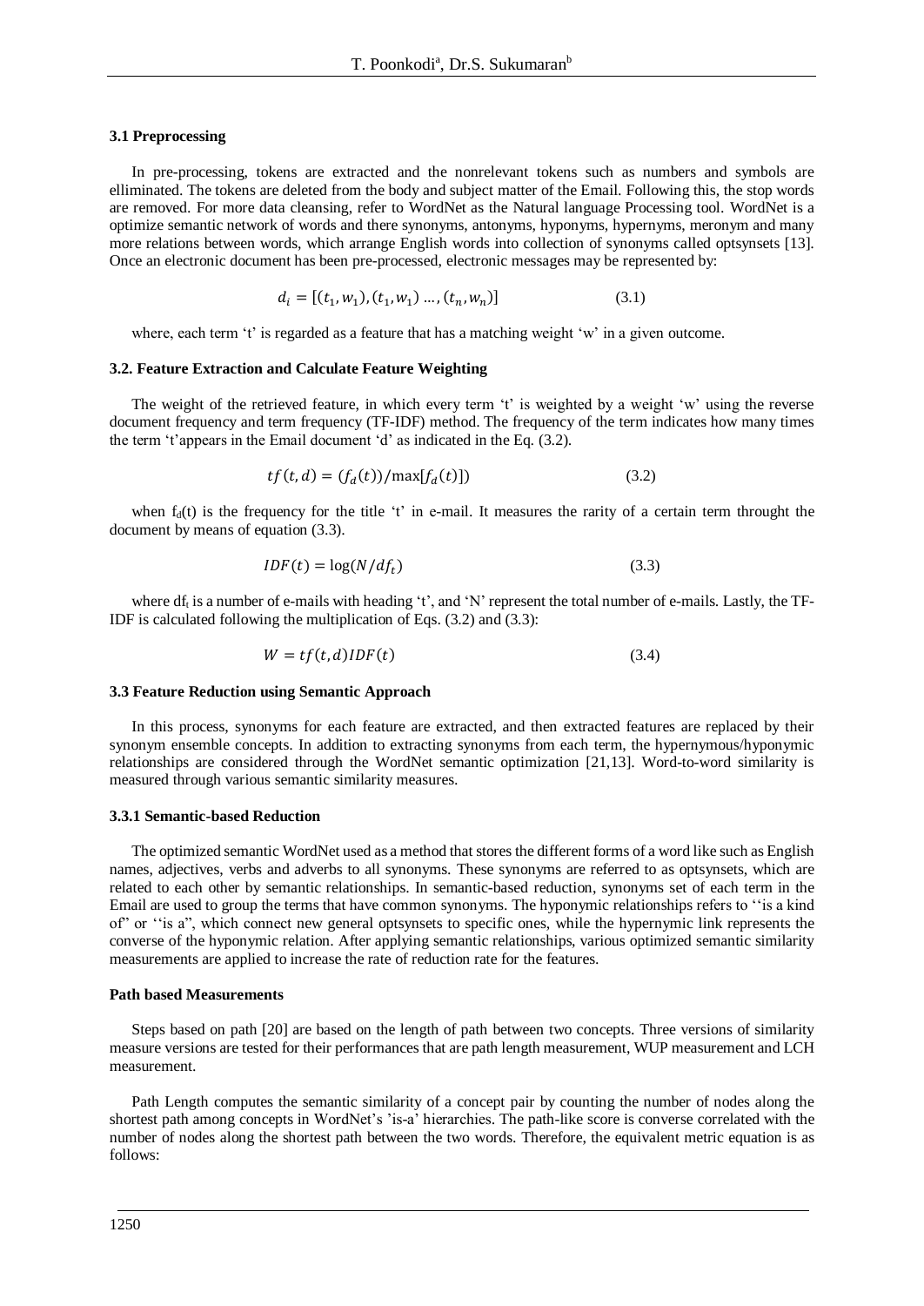### 3.1 Preprocessing

In pre-processing, tokens are extracted and the nonrelevant tokens such as numbers and symbols are elliminated. The tokens are deleted from the body and subject matter of the Email. Following this, the stop words are removed. For more data cleansing, refer to WordNet as the Natural language Processing tool. WordNet is a optimize semantic network of words and there synonyms, antonyms, hyponyms, hypernyms, meronym and many more relations between words, which arrange English words into collection of synonyms called optsynsets [13]. Once an electronic document has been pre-processed, electronic messages may be represented by:

$$d_i = [(t_1, w_1), (t_1, w_1) \ldots, (t_n, w_n)] \tag{3.1}$$

where, each term 't' is regarded as a feature that has a matching weight 'w' in a given outcome.

### 3.2. Feature Extraction and Calculate Feature Weighting

The weight of the retrieved feature, in which every term 't' is weighted by a weight 'w' using the reverse document frequency and term frequency (TF-IDF) method. The frequency of the term indicates how many times the term 't'appears in the Email document 'd' as indicated in the Eq. (3.2).

$$tf(t, d) = (f_d(t))/\max[f_d(t)]) \tag{3.2}$$

when $f_d(t)$ is the frequency for the title 't' in e-mail. It measures the rarity of a certain term throught the document by means of equation (3.3).

$$IDF(t) = \log(N/df_t) \tag{3.3}$$

where $df_t$ is a number of e-mails with heading 't', and 'N' represent the total number of e-mails. Lastly, the TF-IDF is calculated following the multiplication of Eqs. (3.2) and (3.3):

$$W = tf(t, d)IDF(t) \tag{3.4}$$

### 3.3 Feature Reduction using Semantic Approach

In this process, synonyms for each feature are extracted, and then extracted features are replaced by their synonym ensemble concepts. In addition to extracting synonyms from each term, the hypernymous/hyponymic relationships are considered through the WordNet semantic optimization [21,13]. Word-to-word similarity is measured through various semantic similarity measures.

#### 3.3.1 Semantic-based Reduction

The optimized semantic WordNet used as a method that stores the different forms of a word like such as English names, adjectives, verbs and adverbs to all synonyms. These synonyms are referred to as optsynsets, which are related to each other by semantic relationships. In semantic-based reduction, synonyms set of each term in the Email are used to group the terms that have common synonyms. The hyponymic relationships refers to ''is a kind of" or ''is a", which connect new general optsynsets to specific ones, while the hypernymic link represents the converse of the hyponymic relation. After applying semantic relationships, various optimized semantic similarity measurements are applied to increase the rate of reduction rate for the features.

**Path based Measurements**

Steps based on path [20] are based on the length of path between two concepts. Three versions of similarity measure versions are tested for their performances that are path length measurement, WUP measurement and LCH measurement.

Path Length computes the semantic similarity of a concept pair by counting the number of nodes along the shortest path among concepts in WordNet's 'is-a' hierarchies. The path-like score is converse correlated with the number of nodes along the shortest path between the two words. Therefore, the equivalent metric equation is as follows: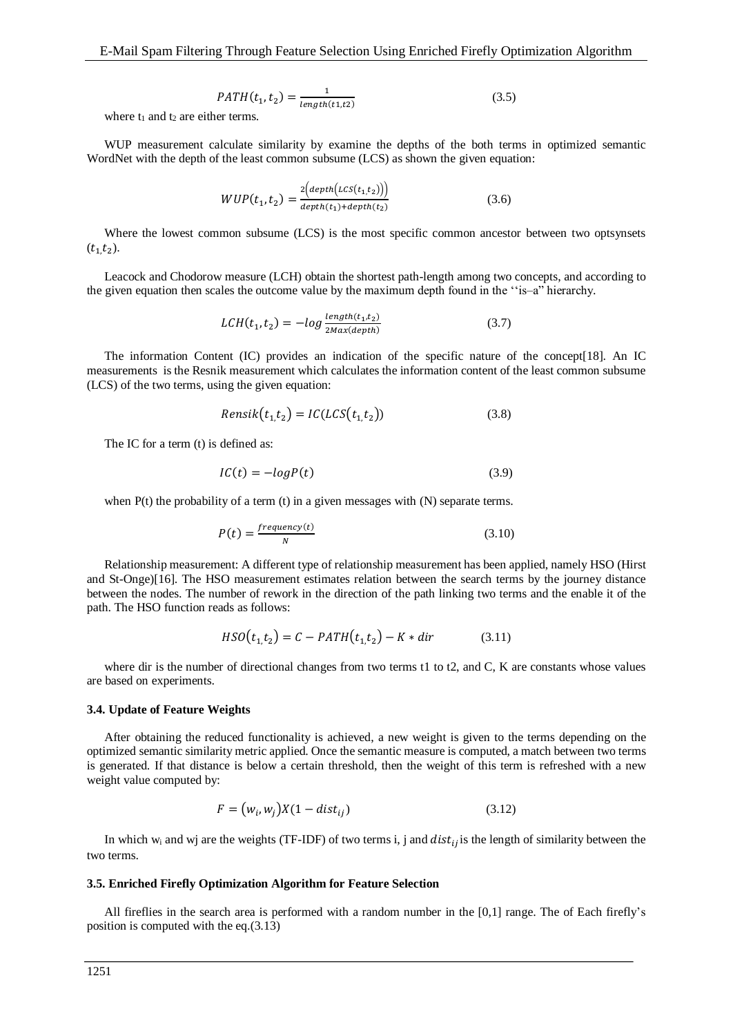$$PATH(t_1, t_2) = \frac{1}{length(t1,t2)} \tag{3.5}$$

where $t_1$ and $t_2$ are either terms.

WUP measurement calculate similarity by examine the depths of the both terms in optimized semantic WordNet with the depth of the least common subsume (LCS) as shown the given equation:

$$WUP(t_1, t_2) = \frac{2\left(depth\left(LCS(t_{1,}t_2)\right)\right)}{depth(t_1)+depth(t_2)} \tag{3.6}$$

Where the lowest common subsume (LCS) is the most specific common ancestor between two optsynsets $(t_{1,}t_2)$.

Leacock and Chodorow measure (LCH) obtain the shortest path-length among two concepts, and according to the given equation then scales the outcome value by the maximum depth found in the ''is–a" hierarchy.

$$LCH(t_1, t_2) = -log\,\frac{length(t_1,t_2)}{2Max(depth)} \tag{3.7}$$

The information Content (IC) provides an indication of the specific nature of the concept[18]. An IC measurements is the Resnik measurement which calculates the information content of the least common subsume (LCS) of the two terms, using the given equation:

$$Rensik\left(t_{1,}t_2\right) = IC(LCS\left(t_{1,}t_2\right)) \tag{3.8}$$

The IC for a term (t) is defined as:

$$IC(t) = -logP(t) \tag{3.9}$$

when P(t) the probability of a term (t) in a given messages with (N) separate terms.

$$P(t) = \frac{frequency(t)}{N} \tag{3.10}$$

Relationship measurement: A different type of relationship measurement has been applied, namely HSO (Hirst and St-Onge)[16]. The HSO measurement estimates relation between the search terms by the journey distance between the nodes. The number of rework in the direction of the path linking two terms and the enable it of the path. The HSO function reads as follows:

$$HSO\left(t_{1,}t_2\right) = C - PATH\left(t_{1,}t_2\right) - K * dir \tag{3.11}$$

where dir is the number of directional changes from two terms t1 to t2, and C, K are constants whose values are based on experiments.

### 3.4. Update of Feature Weights

After obtaining the reduced functionality is achieved, a new weight is given to the terms depending on the optimized semantic similarity metric applied. Once the semantic measure is computed, a match between two terms is generated. If that distance is below a certain threshold, then the weight of this term is refreshed with a new weight value computed by:

$$F = \left(w_i, w_j\right)X(1 - dist_{ij}) \tag{3.12}$$

In which $w_i$ and wj are the weights (TF-IDF) of two terms i, j and $dist_{ij}$ is the length of similarity between the two terms.

### 3.5. Enriched Firefly Optimization Algorithm for Feature Selection

All fireflies in the search area is performed with a random number in the [0,1] range. The of Each firefly's position is computed with the eq.(3.13)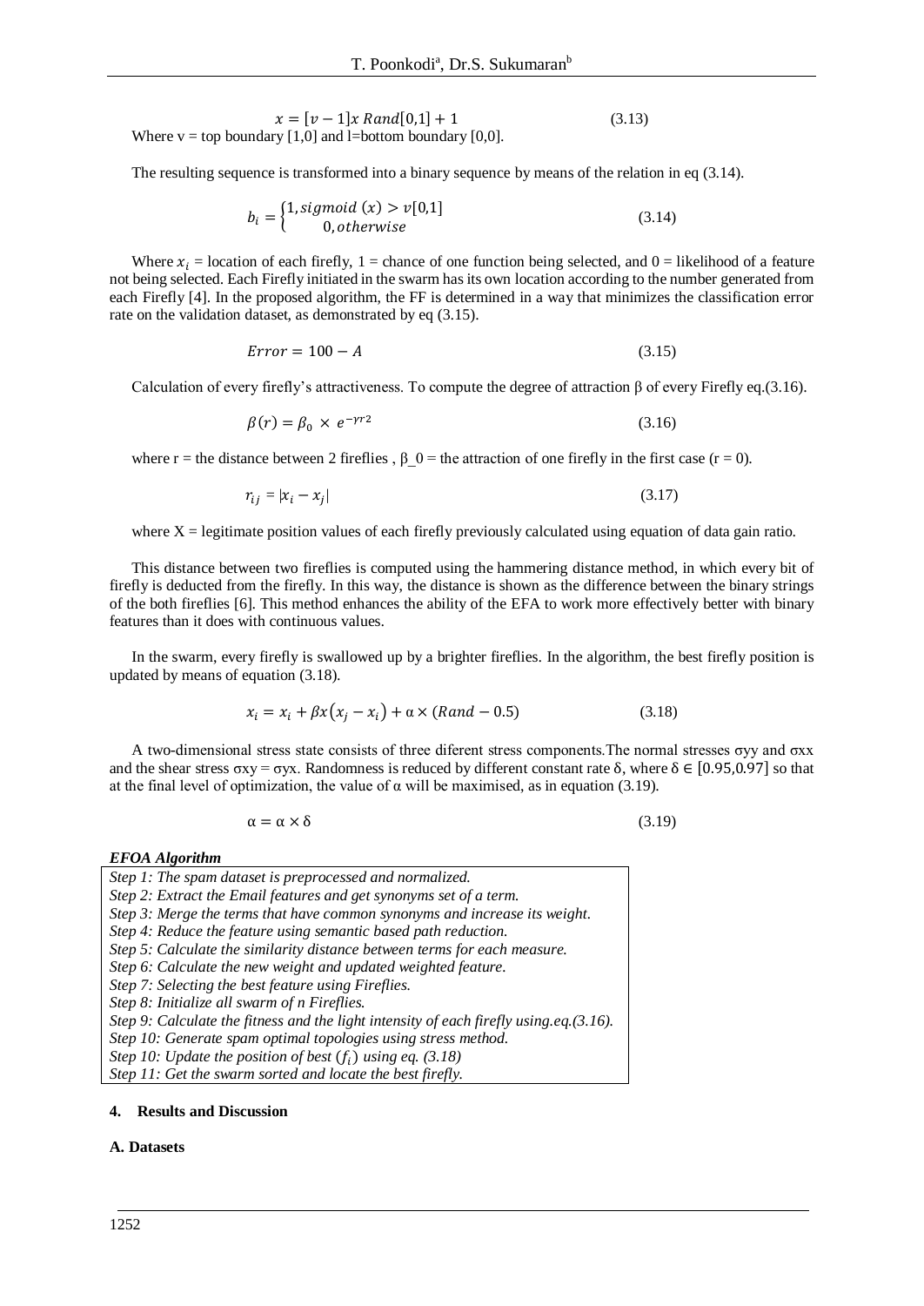$$x = [v-1]x\, Rand[0,1] + 1 \tag{3.13}$$

Where v = top boundary [1,0] and l=bottom boundary [0,0].

The resulting sequence is transformed into a binary sequence by means of the relation in eq (3.14).

$$b_i = \begin{cases} 1, sigmoid\ (x) > v[0,1] \\ 0, otherwise \end{cases} \tag{3.14}$$

Where $x_i$ = location of each firefly, 1 = chance of one function being selected, and 0 = likelihood of a feature not being selected. Each Firefly initiated in the swarm has its own location according to the number generated from each Firefly [4]. In the proposed algorithm, the FF is determined in a way that minimizes the classification error rate on the validation dataset, as demonstrated by eq (3.15).

$$Error = 100 - A \tag{3.15}$$

Calculation of every firefly's attractiveness. To compute the degree of attraction β of every Firefly eq.(3.16).

$$\beta(r) = \beta_0 \times e^{-\gamma r2} \tag{3.16}$$

where r = the distance between 2 fireflies , β_0 = the attraction of one firefly in the first case (r = 0).

$$r_{ij} = |x_i - x_j| \tag{3.17}$$

where X = legitimate position values of each firefly previously calculated using equation of data gain ratio.

This distance between two fireflies is computed using the hammering distance method, in which every bit of firefly is deducted from the firefly. In this way, the distance is shown as the difference between the binary strings of the both fireflies [6]. This method enhances the ability of the EFA to work more effectively better with binary features than it does with continuous values.

In the swarm, every firefly is swallowed up by a brighter fireflies. In the algorithm, the best firefly position is updated by means of equation (3.18).

$$x_i = x_i + \beta x(x_j - x_i) + \alpha \times (Rand - 0.5) \tag{3.18}$$

A two-dimensional stress state consists of three diferent stress components.The normal stresses σyy and σxx and the shear stress σxy = σyx. Randomness is reduced by different constant rate δ, where $\delta \in [0.95, 0.97]$ so that at the final level of optimization, the value of α will be maximised, as in equation (3.19).

$$\alpha = \alpha \times \delta \tag{3.19}$$

***EFOA Algorithm***

*Step 1: The spam dataset is preprocessed and normalized.*
*Step 2: Extract the Email features and get synonyms set of a term.*
*Step 3: Merge the terms that have common synonyms and increase its weight.*
*Step 4: Reduce the feature using semantic based path reduction.*
*Step 5: Calculate the similarity distance between terms for each measure.*
*Step 6: Calculate the new weight and updated weighted feature.*
*Step 7: Selecting the best feature using Fireflies.*
*Step 8: Initialize all swarm of n Fireflies.*
*Step 9: Calculate the fitness and the light intensity of each firefly using.eq.(3.16).*
*Step 10: Generate spam optimal topologies using stress method.*
*Step 10: Update the position of best ($f_i$) using eq. (3.18)*
*Step 11: Get the swarm sorted and locate the best firefly.*

## 4. Results and Discussion

### A. Datasets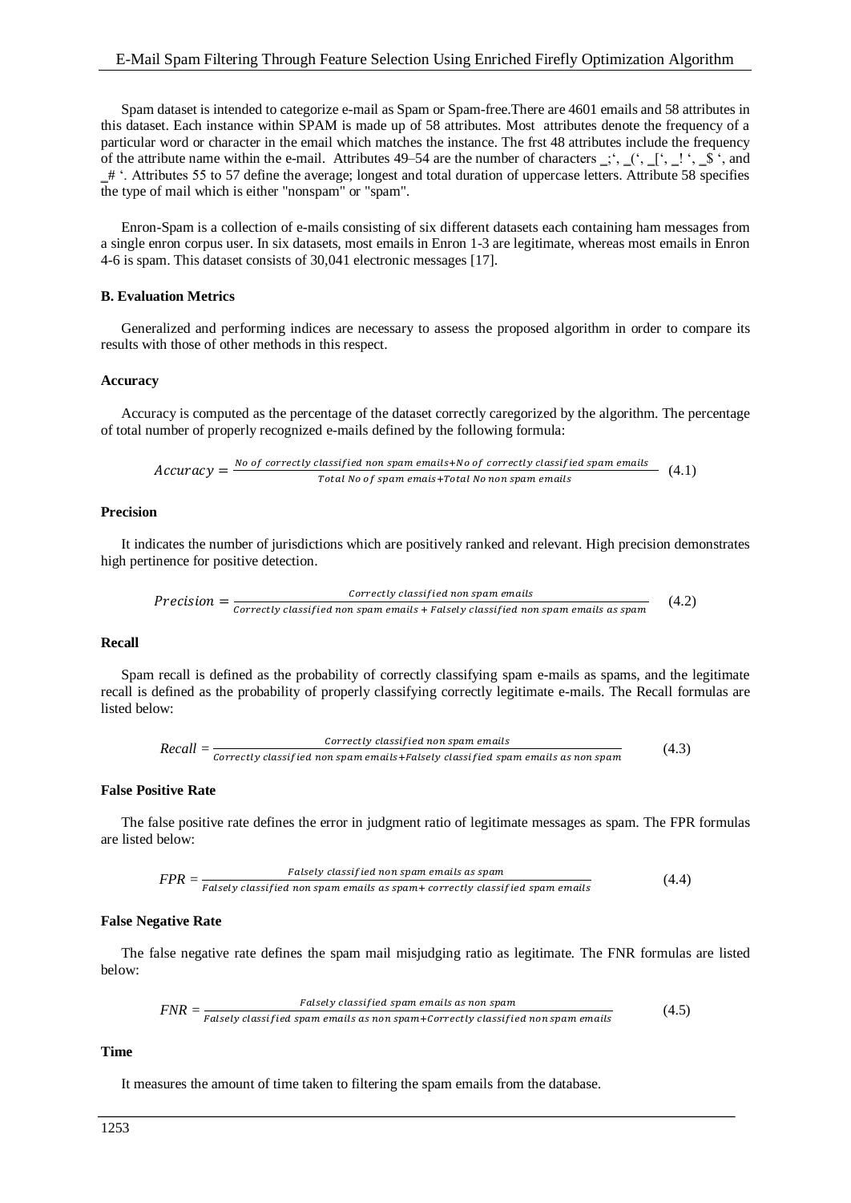Spam dataset is intended to categorize e-mail as Spam or Spam-free.There are 4601 emails and 58 attributes in this dataset. Each instance within SPAM is made up of 58 attributes. Most attributes denote the frequency of a particular word or character in the email which matches the instance. The frst 48 attributes include the frequency of the attribute name within the e-mail. Attributes 49–54 are the number of characters _;', _(', _[', _! ', _$ ', and _# '. Attributes 55 to 57 define the average; longest and total duration of uppercase letters. Attribute 58 specifies the type of mail which is either "nonspam" or "spam".

Enron-Spam is a collection of e-mails consisting of six different datasets each containing ham messages from a single enron corpus user. In six datasets, most emails in Enron 1-3 are legitimate, whereas most emails in Enron 4-6 is spam. This dataset consists of 30,041 electronic messages [17].

### B. Evaluation Metrics

Generalized and performing indices are necessary to assess the proposed algorithm in order to compare its results with those of other methods in this respect.

#### Accuracy

Accuracy is computed as the percentage of the dataset correctly caregorized by the algorithm. The percentage of total number of properly recognized e-mails defined by the following formula:

$$Accuracy = \frac{No\ of\ correctly\ classified\ non\ spam\ emails + No\ of\ correctly\ classified\ spam\ emails}{Total\ No\ of\ spam\ emais + Total\ No\ non\ spam\ emails} \quad (4.1)$$

#### Precision

It indicates the number of jurisdictions which are positively ranked and relevant. High precision demonstrates high pertinence for positive detection.

$$Precision = \frac{Correctly\ classified\ non\ spam\ emails}{Correctly\ classified\ non\ spam\ emails + Falsely\ classified\ non\ spam\ emails\ as\ spam} \quad (4.2)$$

#### Recall

Spam recall is defined as the probability of correctly classifying spam e-mails as spams, and the legitimate recall is defined as the probability of properly classifying correctly legitimate e-mails. The Recall formulas are listed below:

$$Recall = \frac{Correctly\ classified\ non\ spam\ emails}{Correctly\ classified\ non\ spam\ emails + Falsely\ classified\ spam\ emails\ as\ non\ spam} \quad (4.3)$$

#### False Positive Rate

The false positive rate defines the error in judgment ratio of legitimate messages as spam. The FPR formulas are listed below:

$$FPR = \frac{Falsely\ classified\ non\ spam\ emails\ as\ spam}{Falsely\ classified\ non\ spam\ emails\ as\ spam + correctly\ classified\ spam\ emails} \quad (4.4)$$

#### False Negative Rate

The false negative rate defines the spam mail misjudging ratio as legitimate. The FNR formulas are listed below:

$$FNR = \frac{Falsely\ classified\ spam\ emails\ as\ non\ spam}{Falsely\ classified\ spam\ emails\ as\ non\ spam + Correctly\ classified\ non\ spam\ emails} \quad (4.5)$$

#### Time

It measures the amount of time taken to filtering the spam emails from the database.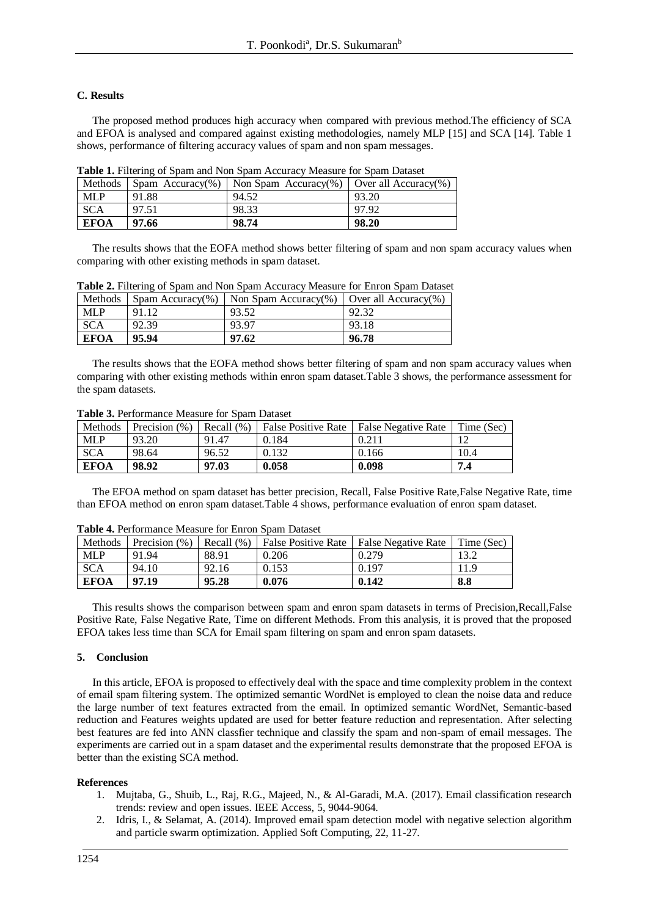### C. Results

The proposed method produces high accuracy when compared with previous method.The efficiency of SCA and EFOA is analysed and compared against existing methodologies, namely MLP [15] and SCA [14]. Table 1 shows, performance of filtering accuracy values of spam and non spam messages.

**Table 1.** Filtering of Spam and Non Spam Accuracy Measure for Spam Dataset

| Methods | Spam Accuracy(%) | Non Spam Accuracy(%) | Over all Accuracy(%) |
|---|---|---|---|
| MLP | 91.88 | 94.52 | 93.20 |
| SCA | 97.51 | 98.33 | 97.92 |
| **EFOA** | **97.66** | **98.74** | **98.20** |

The results shows that the EOFA method shows better filtering of spam and non spam accuracy values when comparing with other existing methods in spam dataset.

**Table 2.** Filtering of Spam and Non Spam Accuracy Measure for Enron Spam Dataset

| Methods | Spam Accuracy(%) | Non Spam Accuracy(%) | Over all Accuracy(%) |
|---|---|---|---|
| MLP | 91.12 | 93.52 | 92.32 |
| SCA | 92.39 | 93.97 | 93.18 |
| **EFOA** | **95.94** | **97.62** | **96.78** |

The results shows that the EOFA method shows better filtering of spam and non spam accuracy values when comparing with other existing methods within enron spam dataset.Table 3 shows, the performance assessment for the spam datasets.

**Table 3.** Performance Measure for Spam Dataset

| Methods | Precision (%) | Recall (%) | False Positive Rate | False Negative Rate | Time (Sec) |
|---|---|---|---|---|---|
| MLP | 93.20 | 91.47 | 0.184 | 0.211 | 12 |
| SCA | 98.64 | 96.52 | 0.132 | 0.166 | 10.4 |
| **EFOA** | **98.92** | **97.03** | **0.058** | **0.098** | **7.4** |

The EFOA method on spam dataset has better precision, Recall, False Positive Rate,False Negative Rate, time than EFOA method on enron spam dataset.Table 4 shows, performance evaluation of enron spam dataset.

**Table 4.** Performance Measure for Enron Spam Dataset

| Methods | Precision (%) | Recall (%) | False Positive Rate | False Negative Rate | Time (Sec) |
|---|---|---|---|---|---|
| MLP | 91.94 | 88.91 | 0.206 | 0.279 | 13.2 |
| SCA | 94.10 | 92.16 | 0.153 | 0.197 | 11.9 |
| **EFOA** | **97.19** | **95.28** | **0.076** | **0.142** | **8.8** |

This results shows the comparison between spam and enron spam datasets in terms of Precision,Recall,False Positive Rate, False Negative Rate, Time on different Methods. From this analysis, it is proved that the proposed EFOA takes less time than SCA for Email spam filtering on spam and enron spam datasets.

## 5. Conclusion

In this article, EFOA is proposed to effectively deal with the space and time complexity problem in the context of email spam filtering system. The optimized semantic WordNet is employed to clean the noise data and reduce the large number of text features extracted from the email. In optimized semantic WordNet, Semantic-based reduction and Features weights updated are used for better feature reduction and representation. After selecting best features are fed into ANN classfier technique and classify the spam and non-spam of email messages. The experiments are carried out in a spam dataset and the experimental results demonstrate that the proposed EFOA is better than the existing SCA method.

## References

1. Mujtaba, G., Shuib, L., Raj, R.G., Majeed, N., & Al-Garadi, M.A. (2017). Email classification research trends: review and open issues. IEEE Access, 5, 9044-9064.
2. Idris, I., & Selamat, A. (2014). Improved email spam detection model with negative selection algorithm and particle swarm optimization. Applied Soft Computing, 22, 11-27.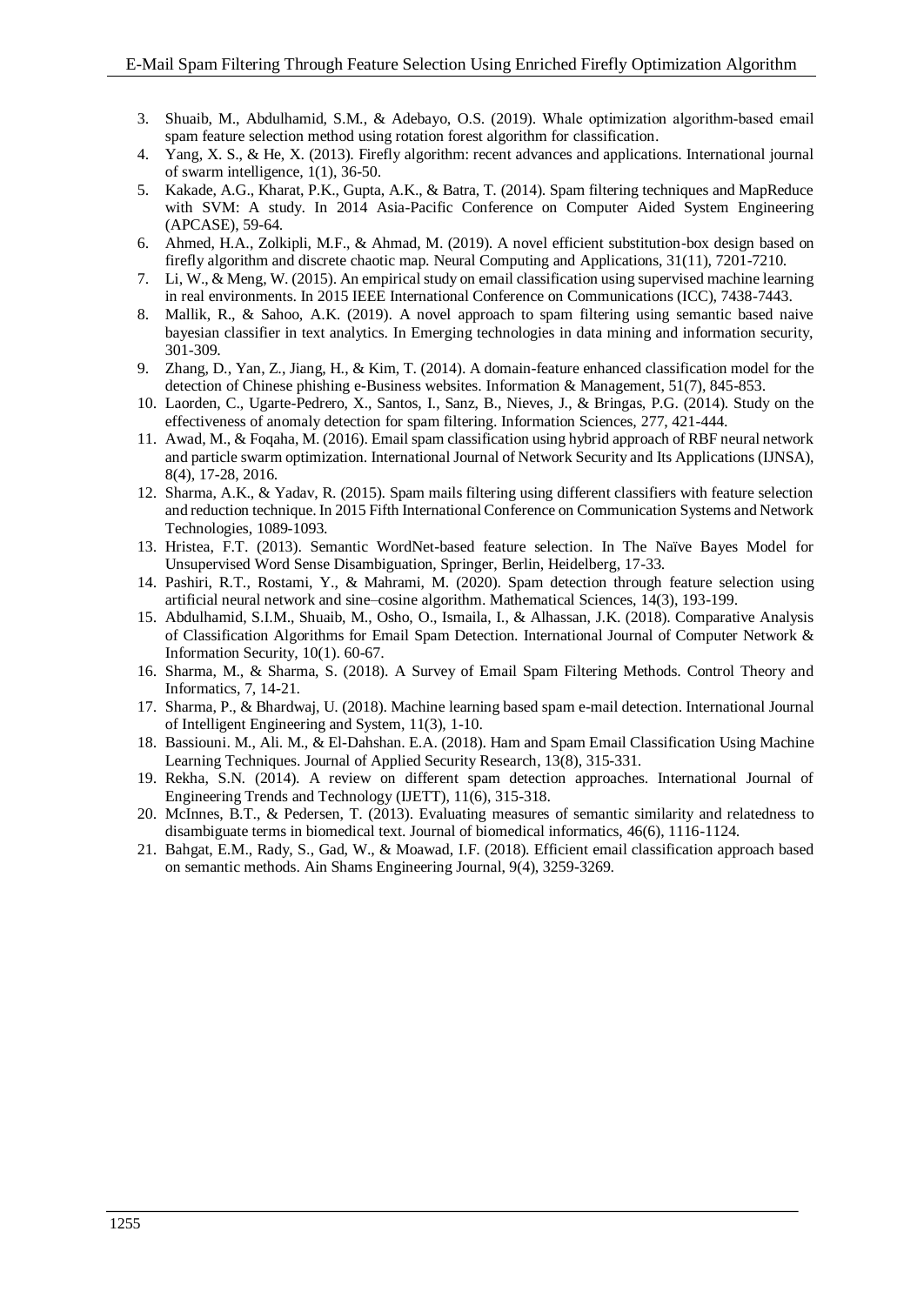3. Shuaib, M., Abdulhamid, S.M., & Adebayo, O.S. (2019). Whale optimization algorithm-based email spam feature selection method using rotation forest algorithm for classification.
4. Yang, X. S., & He, X. (2013). Firefly algorithm: recent advances and applications. International journal of swarm intelligence, 1(1), 36-50.
5. Kakade, A.G., Kharat, P.K., Gupta, A.K., & Batra, T. (2014). Spam filtering techniques and MapReduce with SVM: A study. In 2014 Asia-Pacific Conference on Computer Aided System Engineering (APCASE), 59-64.
6. Ahmed, H.A., Zolkipli, M.F., & Ahmad, M. (2019). A novel efficient substitution-box design based on firefly algorithm and discrete chaotic map. Neural Computing and Applications, 31(11), 7201-7210.
7. Li, W., & Meng, W. (2015). An empirical study on email classification using supervised machine learning in real environments. In 2015 IEEE International Conference on Communications (ICC), 7438-7443.
8. Mallik, R., & Sahoo, A.K. (2019). A novel approach to spam filtering using semantic based naive bayesian classifier in text analytics. In Emerging technologies in data mining and information security, 301-309.
9. Zhang, D., Yan, Z., Jiang, H., & Kim, T. (2014). A domain-feature enhanced classification model for the detection of Chinese phishing e-Business websites. Information & Management, 51(7), 845-853.
10. Laorden, C., Ugarte-Pedrero, X., Santos, I., Sanz, B., Nieves, J., & Bringas, P.G. (2014). Study on the effectiveness of anomaly detection for spam filtering. Information Sciences, 277, 421-444.
11. Awad, M., & Foqaha, M. (2016). Email spam classification using hybrid approach of RBF neural network and particle swarm optimization. International Journal of Network Security and Its Applications (IJNSA), 8(4), 17-28, 2016.
12. Sharma, A.K., & Yadav, R. (2015). Spam mails filtering using different classifiers with feature selection and reduction technique. In 2015 Fifth International Conference on Communication Systems and Network Technologies, 1089-1093.
13. Hristea, F.T. (2013). Semantic WordNet-based feature selection. In The Naïve Bayes Model for Unsupervised Word Sense Disambiguation, Springer, Berlin, Heidelberg, 17-33.
14. Pashiri, R.T., Rostami, Y., & Mahrami, M. (2020). Spam detection through feature selection using artificial neural network and sine–cosine algorithm. Mathematical Sciences, 14(3), 193-199.
15. Abdulhamid, S.I.M., Shuaib, M., Osho, O., Ismaila, I., & Alhassan, J.K. (2018). Comparative Analysis of Classification Algorithms for Email Spam Detection. International Journal of Computer Network & Information Security, 10(1). 60-67.
16. Sharma, M., & Sharma, S. (2018). A Survey of Email Spam Filtering Methods. Control Theory and Informatics, 7, 14-21.
17. Sharma, P., & Bhardwaj, U. (2018). Machine learning based spam e-mail detection. International Journal of Intelligent Engineering and System, 11(3), 1-10.
18. Bassiouni. M., Ali. M., & El-Dahshan. E.A. (2018). Ham and Spam Email Classification Using Machine Learning Techniques. Journal of Applied Security Research, 13(8), 315-331.
19. Rekha, S.N. (2014). A review on different spam detection approaches. International Journal of Engineering Trends and Technology (IJETT), 11(6), 315-318.
20. McInnes, B.T., & Pedersen, T. (2013). Evaluating measures of semantic similarity and relatedness to disambiguate terms in biomedical text. Journal of biomedical informatics, 46(6), 1116-1124.
21. Bahgat, E.M., Rady, S., Gad, W., & Moawad, I.F. (2018). Efficient email classification approach based on semantic methods. Ain Shams Engineering Journal, 9(4), 3259-3269.